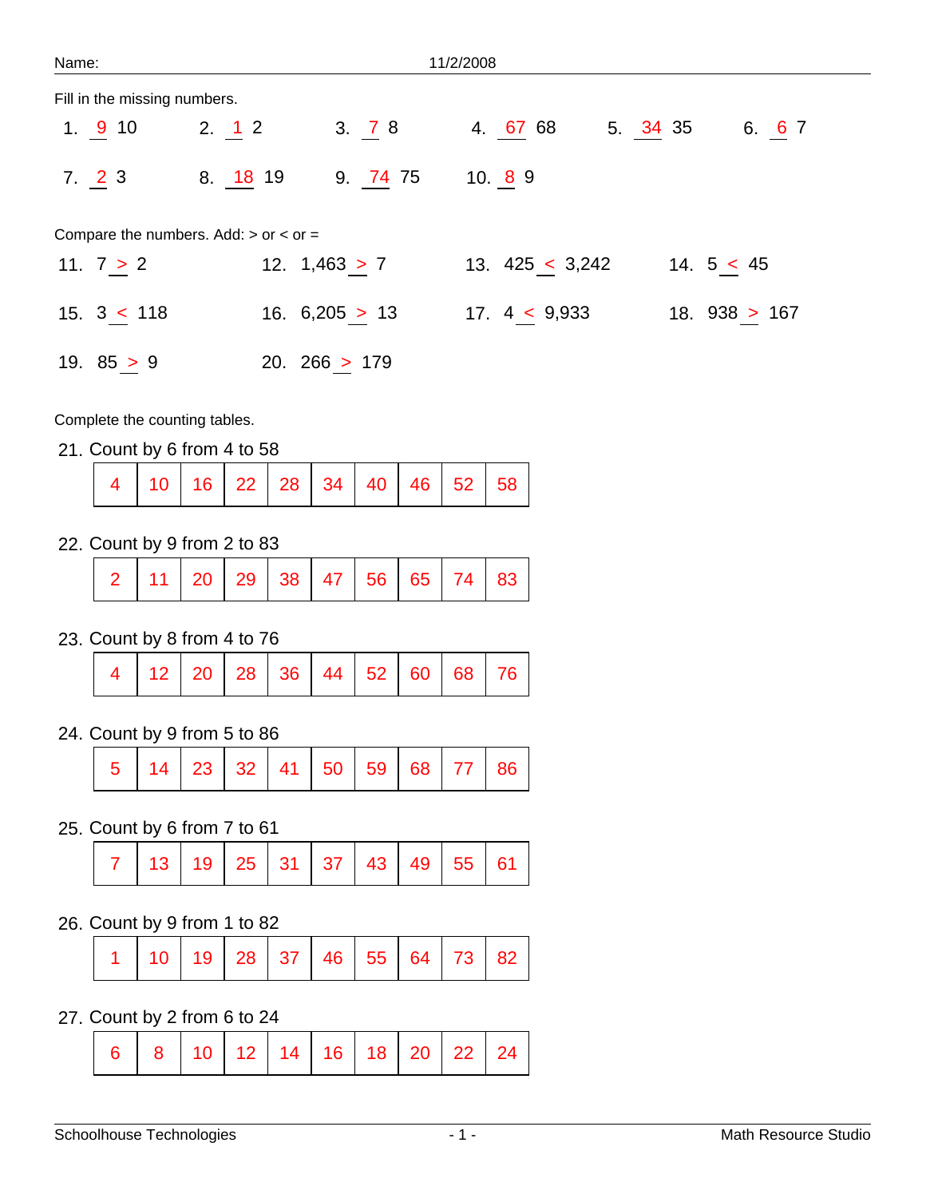Name: 11/2/2008

Fill in the missing numbers.

1. 9 10
2. 1 2
3. 7 8
4. 67 68
5. 34 35
6. 6 7
7. 2 3
8. 18 19
9. 74 75
10. 8 9

Compare the numbers. Add: > or < or =

11. 7 > 2
12. 1,463 > 7
13. 425 < 3,242
14. 5 < 45
15. 3 < 118
16. 6,205 > 13
17. 4 < 9,933
18. 938 > 167
19. 85 > 9
20. 266 > 179

Complete the counting tables.

21. Count by 6 from 4 to 58

| 4 | 10 | 16 | 22 | 28 | 34 | 40 | 46 | 52 | 58 |
|---|---|---|---|---|---|---|---|---|---|

22. Count by 9 from 2 to 83

| 2 | 11 | 20 | 29 | 38 | 47 | 56 | 65 | 74 | 83 |
|---|---|---|---|---|---|---|---|---|---|

23. Count by 8 from 4 to 76

| 4 | 12 | 20 | 28 | 36 | 44 | 52 | 60 | 68 | 76 |
|---|---|---|---|---|---|---|---|---|---|

24. Count by 9 from 5 to 86

| 5 | 14 | 23 | 32 | 41 | 50 | 59 | 68 | 77 | 86 |
|---|---|---|---|---|---|---|---|---|---|

25. Count by 6 from 7 to 61

| 7 | 13 | 19 | 25 | 31 | 37 | 43 | 49 | 55 | 61 |
|---|---|---|---|---|---|---|---|---|---|

26. Count by 9 from 1 to 82

| 1 | 10 | 19 | 28 | 37 | 46 | 55 | 64 | 73 | 82 |
|---|---|---|---|---|---|---|---|---|---|

27. Count by 2 from 6 to 24

| 6 | 8 | 10 | 12 | 14 | 16 | 18 | 20 | 22 | 24 |
|---|---|---|---|---|---|---|---|---|---|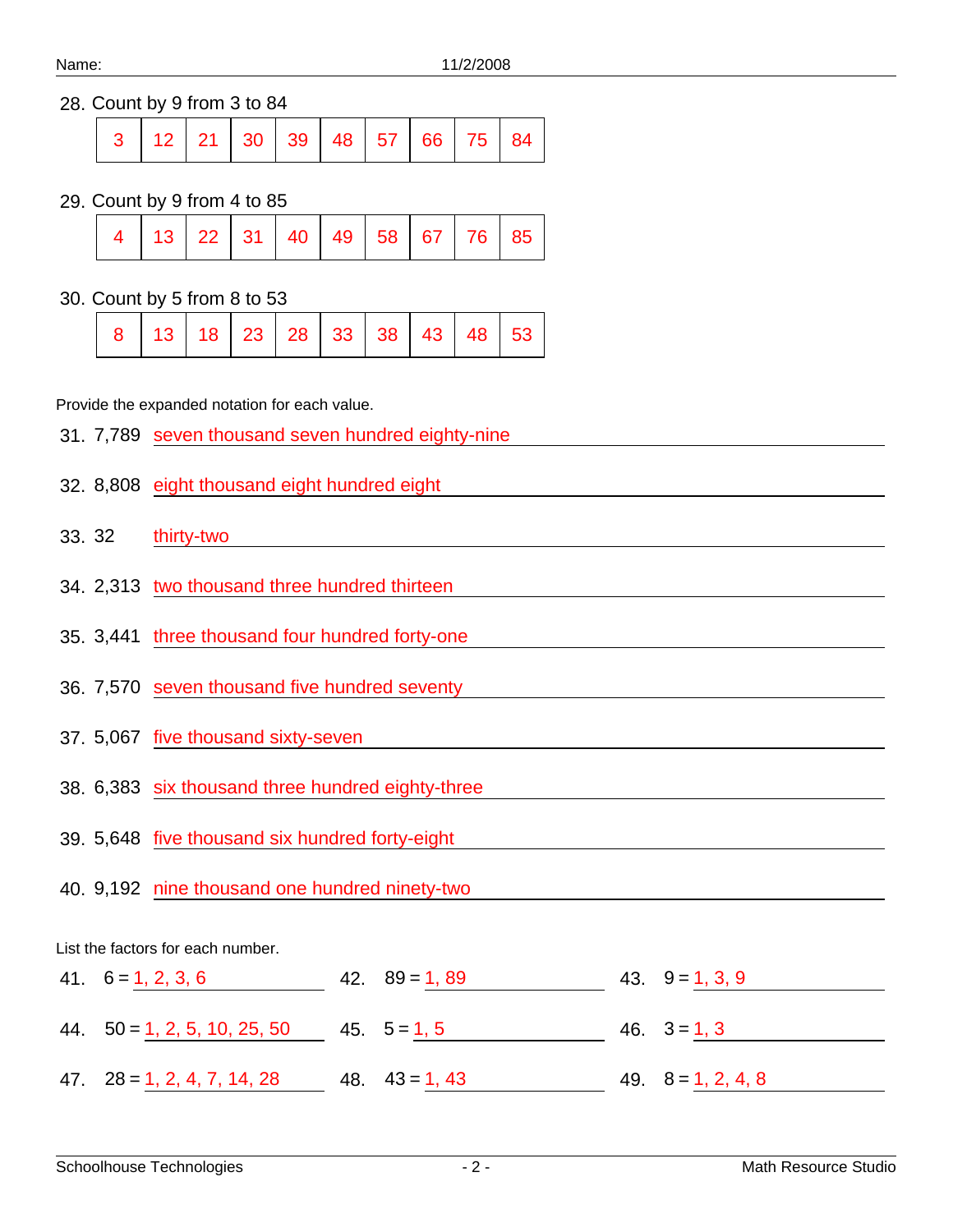Name: 11/2/2008

28. Count by 9 from 3 to 84

| 3 | 12 | 21 | 30 | 39 | 48 | 57 | 66 | 75 | 84 |
|---|---|---|---|---|---|---|---|---|---|

29. Count by 9 from 4 to 85

| 4 | 13 | 22 | 31 | 40 | 49 | 58 | 67 | 76 | 85 |
|---|---|---|---|---|---|---|---|---|---|

30. Count by 5 from 8 to 53

| 8 | 13 | 18 | 23 | 28 | 33 | 38 | 43 | 48 | 53 |
|---|---|---|---|---|---|---|---|---|---|

Provide the expanded notation for each value.

31. 7,789 seven thousand seven hundred eighty-nine

32. 8,808 eight thousand eight hundred eight

33. 32 thirty-two

34. 2,313 two thousand three hundred thirteen

35. 3,441 three thousand four hundred forty-one

36. 7,570 seven thousand five hundred seventy

37. 5,067 five thousand sixty-seven

38. 6,383 six thousand three hundred eighty-three

39. 5,648 five thousand six hundred forty-eight

40. 9,192 nine thousand one hundred ninety-two

List the factors for each number.

41. 6 = 1, 2, 3, 6

42. 89 = 1, 89

43. 9 = 1, 3, 9

44. 50 = 1, 2, 5, 10, 25, 50

45. 5 = 1, 5

46. 3 = 1, 3

47. 28 = 1, 2, 4, 7, 14, 28

48. 43 = 1, 43

49. 8 = 1, 2, 4, 8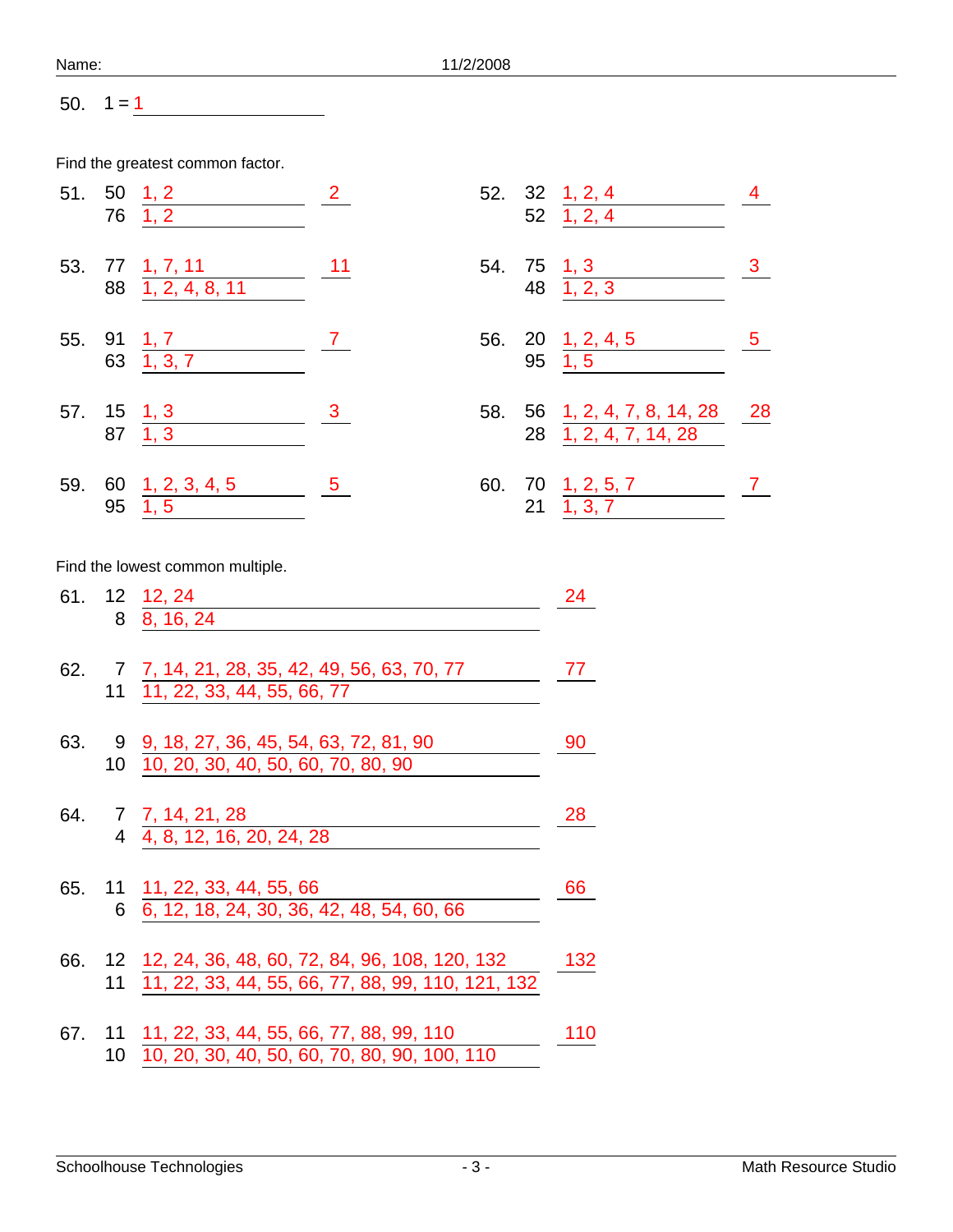50. 1 = 1

Find the greatest common factor.

51. 50 — 1, 2
76 — 1, 2
Answer: 2

52. 32 — 1, 2, 4
52 — 1, 2, 4
Answer: 4

53. 77 — 1, 7, 11
88 — 1, 2, 4, 8, 11
Answer: 11

54. 75 — 1, 3
48 — 1, 2, 3
Answer: 3

55. 91 — 1, 7
63 — 1, 3, 7
Answer: 7

56. 20 — 1, 2, 4, 5
95 — 1, 5
Answer: 5

57. 15 — 1, 3
87 — 1, 3
Answer: 3

58. 56 — 1, 2, 4, 7, 8, 14, 28
28 — 1, 2, 4, 7, 14, 28
Answer: 28

59. 60 — 1, 2, 3, 4, 5
95 — 1, 5
Answer: 5

60. 70 — 1, 2, 5, 7
21 — 1, 3, 7
Answer: 7

Find the lowest common multiple.

61. 12 — 12, 24
8 — 8, 16, 24
Answer: 24

62. 7 — 7, 14, 21, 28, 35, 42, 49, 56, 63, 70, 77
11 — 11, 22, 33, 44, 55, 66, 77
Answer: 77

63. 9 — 9, 18, 27, 36, 45, 54, 63, 72, 81, 90
10 — 10, 20, 30, 40, 50, 60, 70, 80, 90
Answer: 90

64. 7 — 7, 14, 21, 28
4 — 4, 8, 12, 16, 20, 24, 28
Answer: 28

65. 11 — 11, 22, 33, 44, 55, 66
6 — 6, 12, 18, 24, 30, 36, 42, 48, 54, 60, 66
Answer: 66

66. 12 — 12, 24, 36, 48, 60, 72, 84, 96, 108, 120, 132
11 — 11, 22, 33, 44, 55, 66, 77, 88, 99, 110, 121, 132
Answer: 132

67. 11 — 11, 22, 33, 44, 55, 66, 77, 88, 99, 110
10 — 10, 20, 30, 40, 50, 60, 70, 80, 90, 100, 110
Answer: 110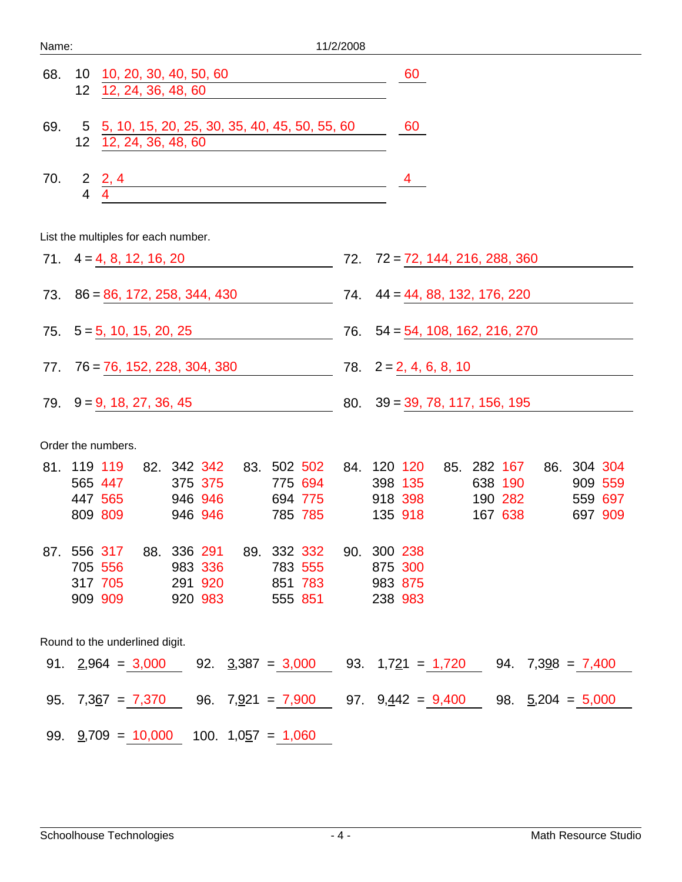Name: 11/2/2008

68. 10 10, 20, 30, 40, 50, 60 — 60
12 12, 24, 36, 48, 60

69. 5 5, 10, 15, 20, 25, 30, 35, 40, 45, 50, 55, 60 — 60
12 12, 24, 36, 48, 60

70. 2 2, 4 — 4
4 4

List the multiples for each number.

71. 4 = 4, 8, 12, 16, 20

72. 72 = 72, 144, 216, 288, 360

73. 86 = 86, 172, 258, 344, 430

74. 44 = 44, 88, 132, 176, 220

75. 5 = 5, 10, 15, 20, 25

76. 54 = 54, 108, 162, 216, 270

77. 76 = 76, 152, 228, 304, 380

78. 2 = 2, 4, 6, 8, 10

79. 9 = 9, 18, 27, 36, 45

80. 39 = 39, 78, 117, 156, 195

Order the numbers.

| 81. | | 82. | | 83. | | 84. | | 85. | | 86. | |
|---|---|---|---|---|---|---|---|---|---|---|---|
| 119 | 119 | 342 | 342 | 502 | 502 | 120 | 120 | 282 | 167 | 304 | 304 |
| 565 | 447 | 375 | 375 | 775 | 694 | 398 | 135 | 638 | 190 | 909 | 559 |
| 447 | 565 | 946 | 946 | 694 | 775 | 918 | 398 | 190 | 282 | 559 | 697 |
| 809 | 809 | 946 | 946 | 785 | 785 | 135 | 918 | 167 | 638 | 697 | 909 |

| 87. | | 88. | | 89. | | 90. | |
|---|---|---|---|---|---|---|---|
| 556 | 317 | 336 | 291 | 332 | 332 | 300 | 238 |
| 705 | 556 | 983 | 336 | 783 | 555 | 875 | 300 |
| 317 | 705 | 291 | 920 | 851 | 783 | 983 | 875 |
| 909 | 909 | 920 | 983 | 555 | 851 | 238 | 983 |

Round to the underlined digit.

91. <u>2</u>,964 = 3,000

92. <u>3</u>,387 = 3,000

93. 1,7<u>2</u>1 = 1,720

94. 7,3<u>9</u>8 = 7,400

95. 7,3<u>6</u>7 = 7,370

96. 7,<u>9</u>21 = 7,900

97. 9,<u>4</u>42 = 9,400

98. <u>5</u>,204 = 5,000

99. <u>9</u>,709 = 10,000

100. 1,0<u>5</u>7 = 1,060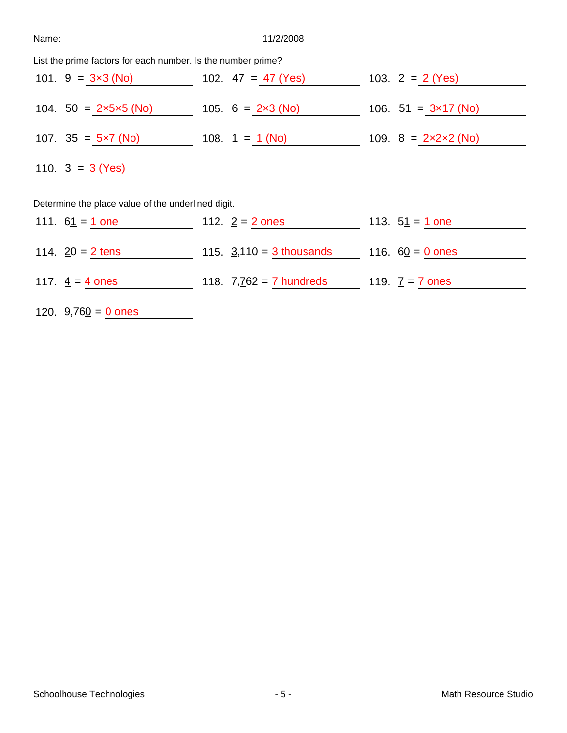List the prime factors for each number. Is the number prime?

101. $9 = 3 \times 3$ (No)

102. $47 = 47$ (Yes)

103. $2 = 2$ (Yes)

104. $50 = 2 \times 5 \times 5$ (No)

105. $6 = 2 \times 3$ (No)

106. $51 = 3 \times 17$ (No)

107. $35 = 5 \times 7$ (No)

108. $1 = 1$ (No)

109. $8 = 2 \times 2 \times 2$ (No)

110. $3 = 3$ (Yes)

Determine the place value of the underlined digit.

111. $6\underline{1}$ = 1 one

112. $\underline{2}$ = 2 ones

113. $5\underline{1}$ = 1 one

114. $\underline{2}0$ = 2 tens

115. $\underline{3},110$ = 3 thousands

116. $6\underline{0}$ = 0 ones

117. $\underline{4}$ = 4 ones

118. $7,\underline{7}62$ = 7 hundreds

119. $\underline{7}$ = 7 ones

120. $9,76\underline{0}$ = 0 ones